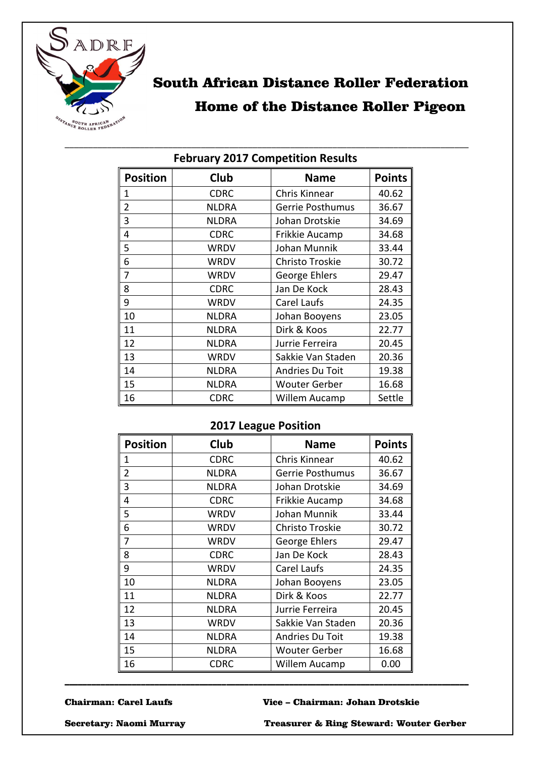# South African Distance Roller Federation

## Home of the Distance Roller Pigeon

### February 2017 Competition Results

| Position | Club | Name | Points |
|---|---|---|---|
| 1 | CDRC | Chris Kinnear | 40.62 |
| 2 | NLDRA | Gerrie Posthumus | 36.67 |
| 3 | NLDRA | Johan Drotskie | 34.69 |
| 4 | CDRC | Frikkie Aucamp | 34.68 |
| 5 | WRDV | Johan Munnik | 33.44 |
| 6 | WRDV | Christo Troskie | 30.72 |
| 7 | WRDV | George Ehlers | 29.47 |
| 8 | CDRC | Jan De Kock | 28.43 |
| 9 | WRDV | Carel Laufs | 24.35 |
| 10 | NLDRA | Johan Booyens | 23.05 |
| 11 | NLDRA | Dirk & Koos | 22.77 |
| 12 | NLDRA | Jurrie Ferreira | 20.45 |
| 13 | WRDV | Sakkie Van Staden | 20.36 |
| 14 | NLDRA | Andries Du Toit | 19.38 |
| 15 | NLDRA | Wouter Gerber | 16.68 |
| 16 | CDRC | Willem Aucamp | Settle |

### 2017 League Position

| Position | Club | Name | Points |
|---|---|---|---|
| 1 | CDRC | Chris Kinnear | 40.62 |
| 2 | NLDRA | Gerrie Posthumus | 36.67 |
| 3 | NLDRA | Johan Drotskie | 34.69 |
| 4 | CDRC | Frikkie Aucamp | 34.68 |
| 5 | WRDV | Johan Munnik | 33.44 |
| 6 | WRDV | Christo Troskie | 30.72 |
| 7 | WRDV | George Ehlers | 29.47 |
| 8 | CDRC | Jan De Kock | 28.43 |
| 9 | WRDV | Carel Laufs | 24.35 |
| 10 | NLDRA | Johan Booyens | 23.05 |
| 11 | NLDRA | Dirk & Koos | 22.77 |
| 12 | NLDRA | Jurrie Ferreira | 20.45 |
| 13 | WRDV | Sakkie Van Staden | 20.36 |
| 14 | NLDRA | Andries Du Toit | 19.38 |
| 15 | NLDRA | Wouter Gerber | 16.68 |
| 16 | CDRC | Willem Aucamp | 0.00 |

**Chairman: Carel Laufs**

**Vice – Chairman: Johan Drotskie**

**Secretary: Naomi Murray**

**Treasurer & Ring Steward: Wouter Gerber**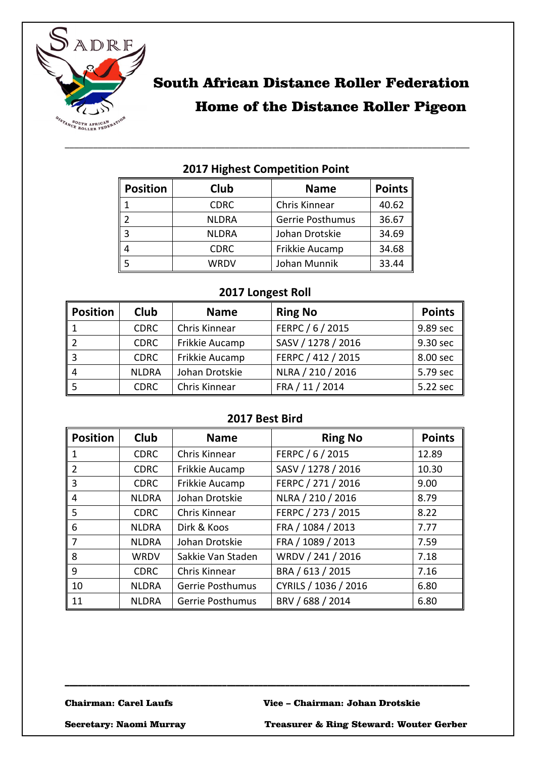# South African Distance Roller Federation

## Home of the Distance Roller Pigeon

---

### 2017 Highest Competition Point

| Position | Club | Name | Points |
|---|---|---|---|
| 1 | CDRC | Chris Kinnear | 40.62 |
| 2 | NLDRA | Gerrie Posthumus | 36.67 |
| 3 | NLDRA | Johan Drotskie | 34.69 |
| 4 | CDRC | Frikkie Aucamp | 34.68 |
| 5 | WRDV | Johan Munnik | 33.44 |

### 2017 Longest Roll

| Position | Club | Name | Ring No | Points |
|---|---|---|---|---|
| 1 | CDRC | Chris Kinnear | FERPC / 6 / 2015 | 9.89 sec |
| 2 | CDRC | Frikkie Aucamp | SASV / 1278 / 2016 | 9.30 sec |
| 3 | CDRC | Frikkie Aucamp | FERPC / 412 / 2015 | 8.00 sec |
| 4 | NLDRA | Johan Drotskie | NLRA / 210 / 2016 | 5.79 sec |
| 5 | CDRC | Chris Kinnear | FRA / 11 / 2014 | 5.22 sec |

### 2017 Best Bird

| Position | Club | Name | Ring No | Points |
|---|---|---|---|---|
| 1 | CDRC | Chris Kinnear | FERPC / 6 / 2015 | 12.89 |
| 2 | CDRC | Frikkie Aucamp | SASV / 1278 / 2016 | 10.30 |
| 3 | CDRC | Frikkie Aucamp | FERPC / 271 / 2016 | 9.00 |
| 4 | NLDRA | Johan Drotskie | NLRA / 210 / 2016 | 8.79 |
| 5 | CDRC | Chris Kinnear | FERPC / 273 / 2015 | 8.22 |
| 6 | NLDRA | Dirk & Koos | FRA / 1084 / 2013 | 7.77 |
| 7 | NLDRA | Johan Drotskie | FRA / 1089 / 2013 | 7.59 |
| 8 | WRDV | Sakkie Van Staden | WRDV / 241 / 2016 | 7.18 |
| 9 | CDRC | Chris Kinnear | BRA / 613 / 2015 | 7.16 |
| 10 | NLDRA | Gerrie Posthumus | CYRILS / 1036 / 2016 | 6.80 |
| 11 | NLDRA | Gerrie Posthumus | BRV / 688 / 2014 | 6.80 |

---

**Chairman: Carel Laufs** | **Vice – Chairman: Johan Drotskie**

**Secretary: Naomi Murray** | **Treasurer & Ring Steward: Wouter Gerber**